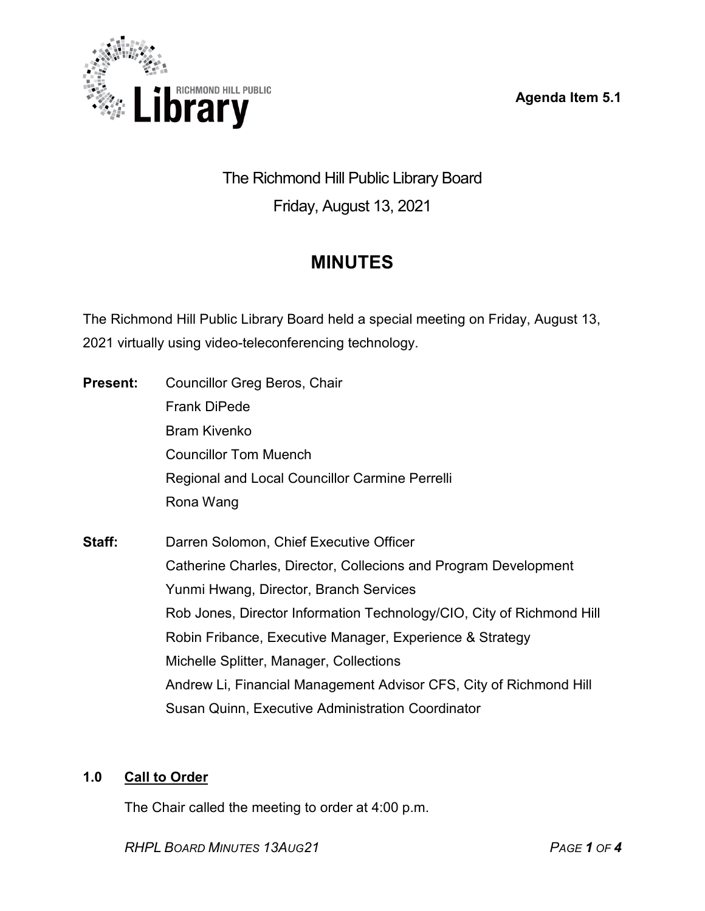Agenda Item 5.1

# The Richmond Hill Public Library Board

Friday, August 13, 2021

## MINUTES

The Richmond Hill Public Library Board held a special meeting on Friday, August 13, 2021 virtually using video-teleconferencing technology.

**Present:**
Councillor Greg Beros, Chair
Frank DiPede
Bram Kivenko
Councillor Tom Muench
Regional and Local Councillor Carmine Perrelli
Rona Wang

**Staff:**
Darren Solomon, Chief Executive Officer
Catherine Charles, Director, Collecions and Program Development
Yunmi Hwang, Director, Branch Services
Rob Jones, Director Information Technology/CIO, City of Richmond Hill
Robin Fribance, Executive Manager, Experience & Strategy
Michelle Splitter, Manager, Collections
Andrew Li, Financial Management Advisor CFS, City of Richmond Hill
Susan Quinn, Executive Administration Coordinator

### 1.0 Call to Order

The Chair called the meeting to order at 4:00 p.m.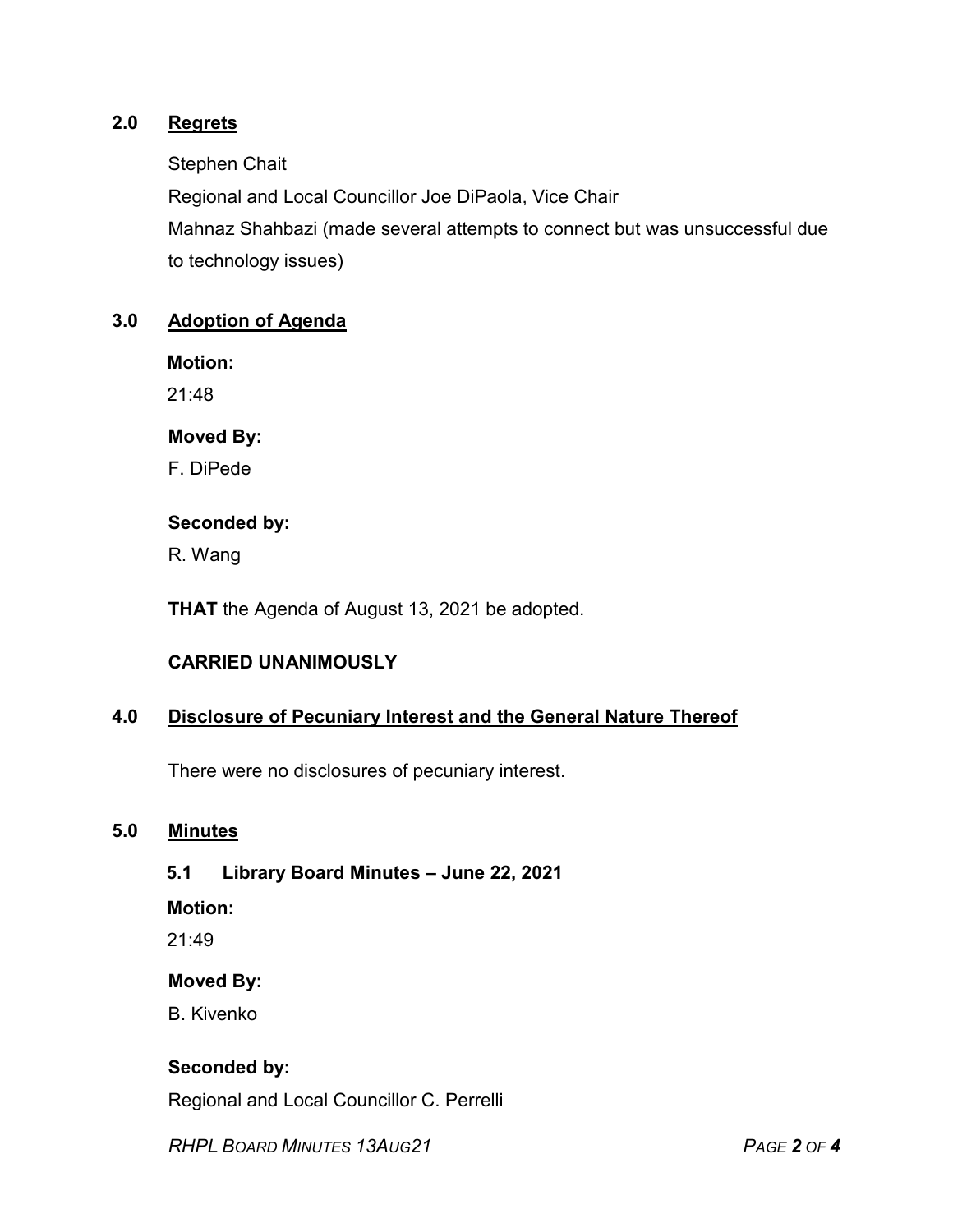## 2.0 Regrets

Stephen Chait

Regional and Local Councillor Joe DiPaola, Vice Chair

Mahnaz Shahbazi (made several attempts to connect but was unsuccessful due to technology issues)

## 3.0 Adoption of Agenda

**Motion:**

21:48

**Moved By:**

F. DiPede

**Seconded by:**

R. Wang

**THAT** the Agenda of August 13, 2021 be adopted.

**CARRIED UNANIMOUSLY**

## 4.0 Disclosure of Pecuniary Interest and the General Nature Thereof

There were no disclosures of pecuniary interest.

## 5.0 Minutes

### 5.1 Library Board Minutes – June 22, 2021

**Motion:**

21:49

**Moved By:**

B. Kivenko

**Seconded by:**

Regional and Local Councillor C. Perrelli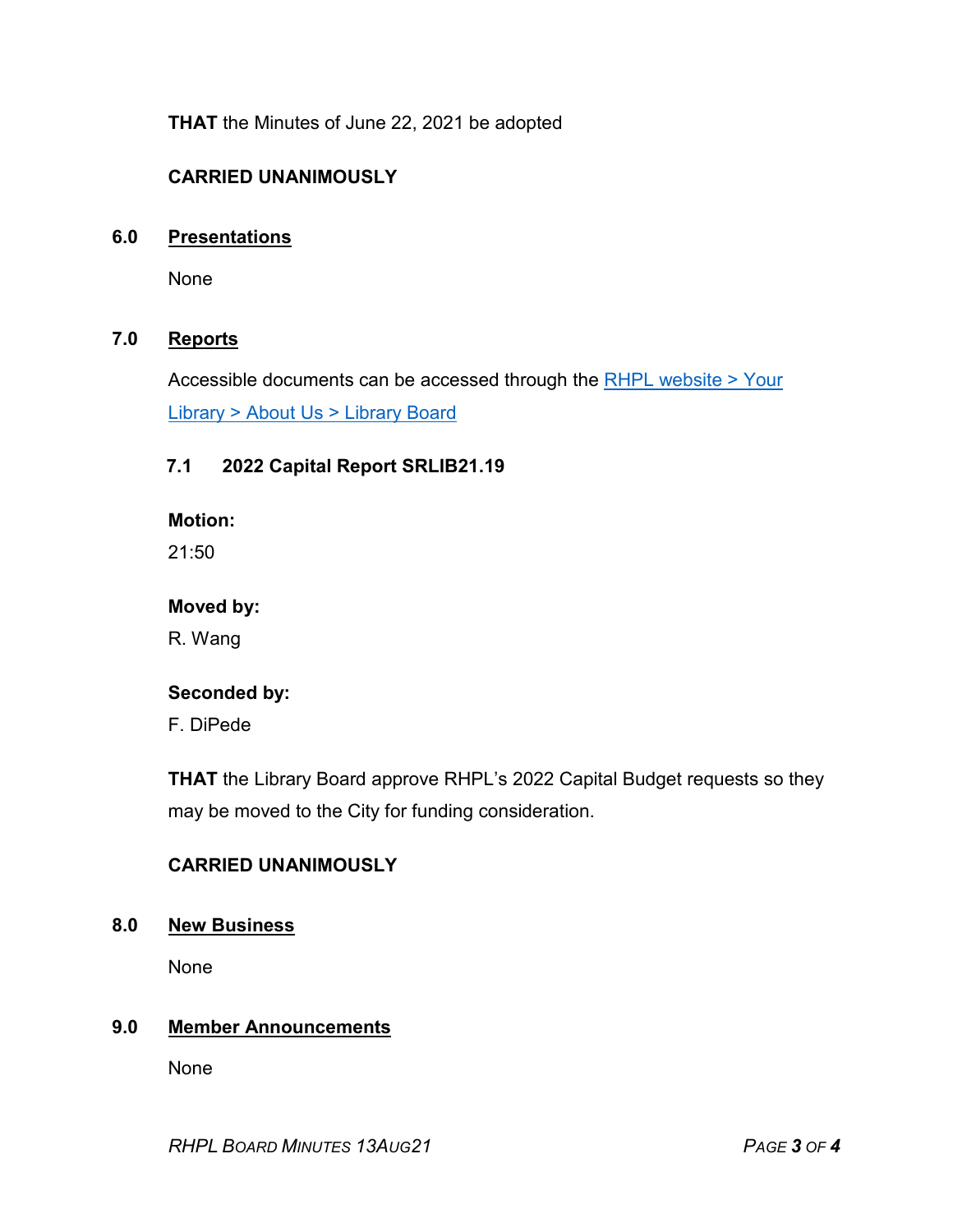**THAT** the Minutes of June 22, 2021 be adopted

**CARRIED UNANIMOUSLY**

## 6.0 Presentations

None

## 7.0 Reports

Accessible documents can be accessed through the [RHPL website > Your Library > About Us > Library Board]()

### 7.1 2022 Capital Report SRLIB21.19

**Motion:**
21:50

**Moved by:**
R. Wang

**Seconded by:**
F. DiPede

**THAT** the Library Board approve RHPL's 2022 Capital Budget requests so they may be moved to the City for funding consideration.

**CARRIED UNANIMOUSLY**

## 8.0 New Business

None

## 9.0 Member Announcements

None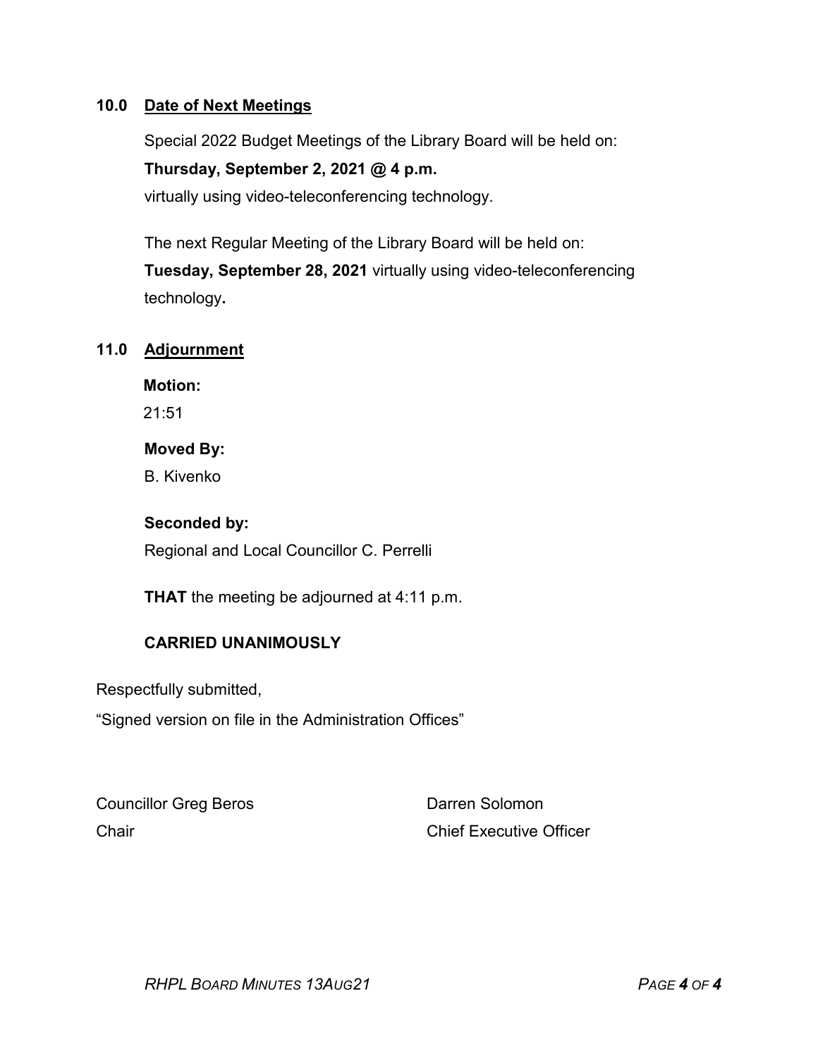## 10.0 Date of Next Meetings

Special 2022 Budget Meetings of the Library Board will be held on:

**Thursday, September 2, 2021 @ 4 p.m.**

virtually using video-teleconferencing technology.

The next Regular Meeting of the Library Board will be held on: **Tuesday, September 28, 2021** virtually using video-teleconferencing technology**.**

## 11.0 Adjournment

**Motion:**

21:51

**Moved By:**

B. Kivenko

**Seconded by:**

Regional and Local Councillor C. Perrelli

**THAT** the meeting be adjourned at 4:11 p.m.

**CARRIED UNANIMOUSLY**

Respectfully submitted,

"Signed version on file in the Administration Offices"

Councillor Greg Beros
Chair

Darren Solomon
Chief Executive Officer